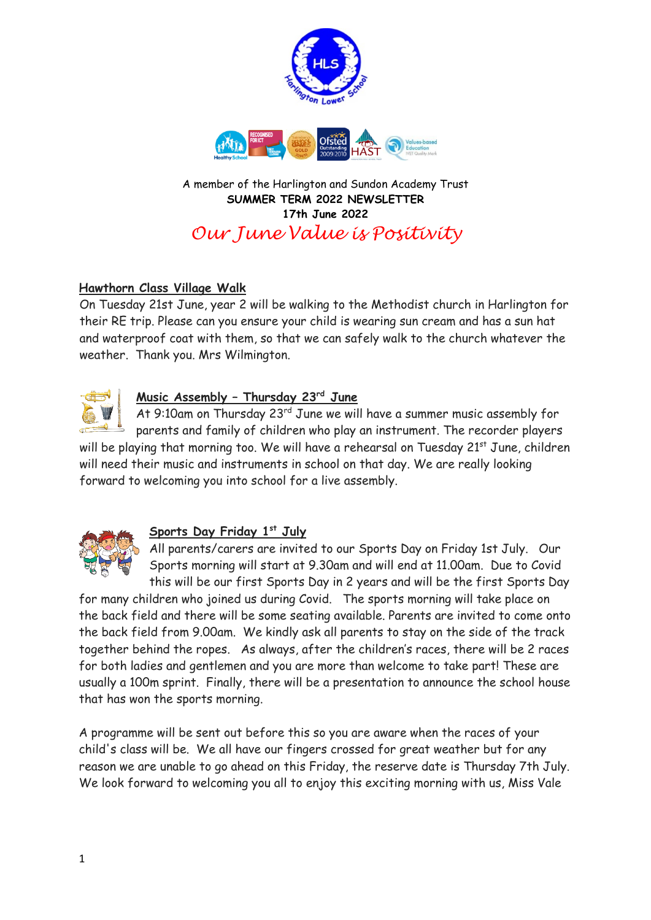A member of the Harlington and Sundon Academy Trust

**SUMMER TERM 2022 NEWSLETTER**

**17th June 2022**

*Our June Value is Positivity*

## Hawthorn Class Village Walk

On Tuesday 21st June, year 2 will be walking to the Methodist church in Harlington for their RE trip. Please can you ensure your child is wearing sun cream and has a sun hat and waterproof coat with them, so that we can safely walk to the church whatever the weather. Thank you. Mrs Wilmington.

## Music Assembly – Thursday 23rd June

At 9:10am on Thursday 23rd June we will have a summer music assembly for parents and family of children who play an instrument. The recorder players will be playing that morning too. We will have a rehearsal on Tuesday 21st June, children will need their music and instruments in school on that day. We are really looking forward to welcoming you into school for a live assembly.

## Sports Day Friday 1st July

All parents/carers are invited to our Sports Day on Friday 1st July. Our Sports morning will start at 9.30am and will end at 11.00am. Due to Covid this will be our first Sports Day in 2 years and will be the first Sports Day for many children who joined us during Covid. The sports morning will take place on the back field and there will be some seating available. Parents are invited to come onto the back field from 9.00am. We kindly ask all parents to stay on the side of the track together behind the ropes. As always, after the children's races, there will be 2 races for both ladies and gentlemen and you are more than welcome to take part! These are usually a 100m sprint. Finally, there will be a presentation to announce the school house that has won the sports morning.

A programme will be sent out before this so you are aware when the races of your child's class will be. We all have our fingers crossed for great weather but for any reason we are unable to go ahead on this Friday, the reserve date is Thursday 7th July. We look forward to welcoming you all to enjoy this exciting morning with us, Miss Vale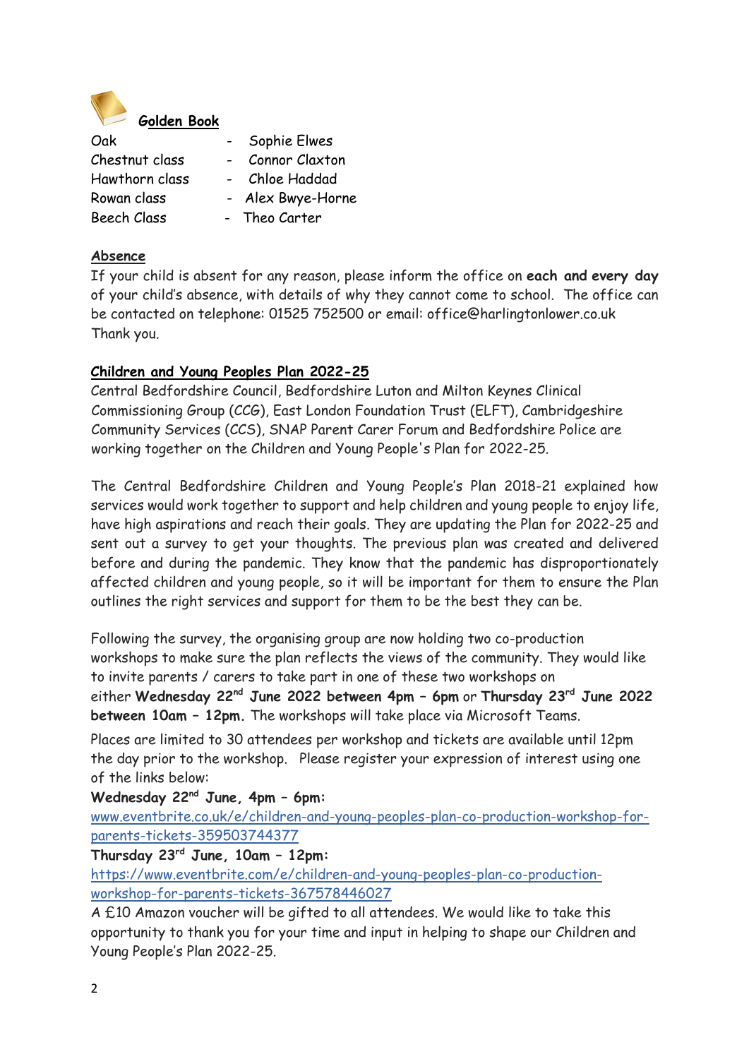## Golden Book

| | | |
|---|---|---|
| Oak | - | Sophie Elwes |
| Chestnut class | - | Connor Claxton |
| Hawthorn class | - | Chloe Haddad |
| Rowan class | - | Alex Bwye-Horne |
| Beech Class | - | Theo Carter |

## Absence

If your child is absent for any reason, please inform the office on **each and every day** of your child's absence, with details of why they cannot come to school. The office can be contacted on telephone: 01525 752500 or email: office@harlingtonlower.co.uk Thank you.

## Children and Young Peoples Plan 2022-25

Central Bedfordshire Council, Bedfordshire Luton and Milton Keynes Clinical Commissioning Group (CCG), East London Foundation Trust (ELFT), Cambridgeshire Community Services (CCS), SNAP Parent Carer Forum and Bedfordshire Police are working together on the Children and Young People's Plan for 2022-25.

The Central Bedfordshire Children and Young People's Plan 2018-21 explained how services would work together to support and help children and young people to enjoy life, have high aspirations and reach their goals. They are updating the Plan for 2022-25 and sent out a survey to get your thoughts. The previous plan was created and delivered before and during the pandemic. They know that the pandemic has disproportionately affected children and young people, so it will be important for them to ensure the Plan outlines the right services and support for them to be the best they can be.

Following the survey, the organising group are now holding two co-production workshops to make sure the plan reflects the views of the community. They would like to invite parents / carers to take part in one of these two workshops on either **Wednesday 22nd June 2022 between 4pm – 6pm** or **Thursday 23rd June 2022 between 10am – 12pm.** The workshops will take place via Microsoft Teams.

Places are limited to 30 attendees per workshop and tickets are available until 12pm the day prior to the workshop. Please register your expression of interest using one of the links below:

**Wednesday 22nd June, 4pm – 6pm:**
www.eventbrite.co.uk/e/children-and-young-peoples-plan-co-production-workshop-for-parents-tickets-359503744377

**Thursday 23rd June, 10am – 12pm:**
https://www.eventbrite.com/e/children-and-young-peoples-plan-co-production-workshop-for-parents-tickets-367578446027

A £10 Amazon voucher will be gifted to all attendees. We would like to take this opportunity to thank you for your time and input in helping to shape our Children and Young People's Plan 2022-25.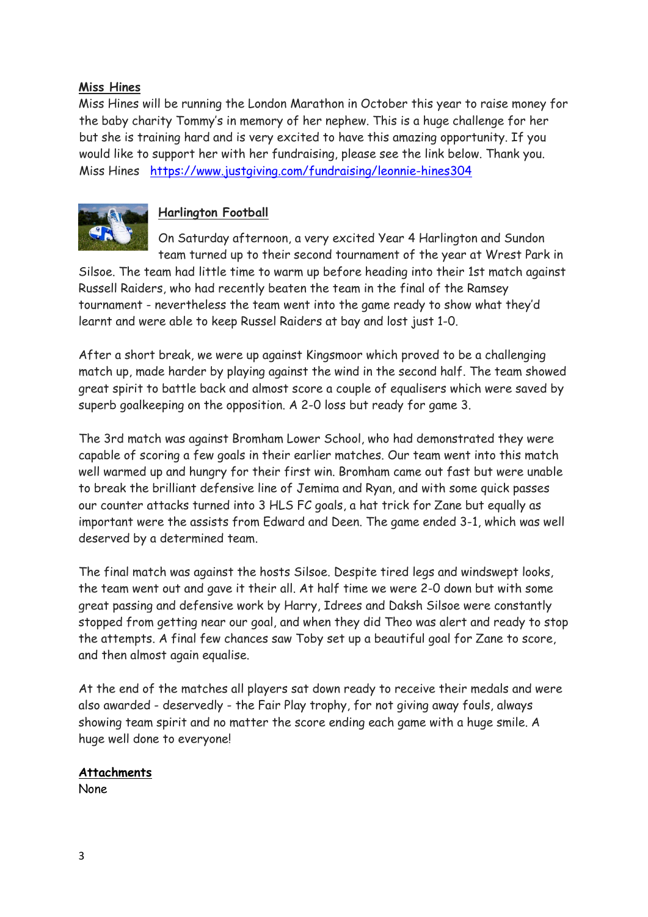**Miss Hines**

Miss Hines will be running the London Marathon in October this year to raise money for the baby charity Tommy's in memory of her nephew. This is a huge challenge for her but she is training hard and is very excited to have this amazing opportunity. If you would like to support her with her fundraising, please see the link below. Thank you.
Miss Hines https://www.justgiving.com/fundraising/leonnie-hines304

**Harlington Football**

On Saturday afternoon, a very excited Year 4 Harlington and Sundon team turned up to their second tournament of the year at Wrest Park in Silsoe. The team had little time to warm up before heading into their 1st match against Russell Raiders, who had recently beaten the team in the final of the Ramsey tournament - nevertheless the team went into the game ready to show what they'd learnt and were able to keep Russel Raiders at bay and lost just 1-0.

After a short break, we were up against Kingsmoor which proved to be a challenging match up, made harder by playing against the wind in the second half. The team showed great spirit to battle back and almost score a couple of equalisers which were saved by superb goalkeeping on the opposition. A 2-0 loss but ready for game 3.

The 3rd match was against Bromham Lower School, who had demonstrated they were capable of scoring a few goals in their earlier matches. Our team went into this match well warmed up and hungry for their first win. Bromham came out fast but were unable to break the brilliant defensive line of Jemima and Ryan, and with some quick passes our counter attacks turned into 3 HLS FC goals, a hat trick for Zane but equally as important were the assists from Edward and Deen. The game ended 3-1, which was well deserved by a determined team.

The final match was against the hosts Silsoe. Despite tired legs and windswept looks, the team went out and gave it their all. At half time we were 2-0 down but with some great passing and defensive work by Harry, Idrees and Daksh Silsoe were constantly stopped from getting near our goal, and when they did Theo was alert and ready to stop the attempts. A final few chances saw Toby set up a beautiful goal for Zane to score, and then almost again equalise.

At the end of the matches all players sat down ready to receive their medals and were also awarded - deservedly - the Fair Play trophy, for not giving away fouls, always showing team spirit and no matter the score ending each game with a huge smile. A huge well done to everyone!

**Attachments**

None